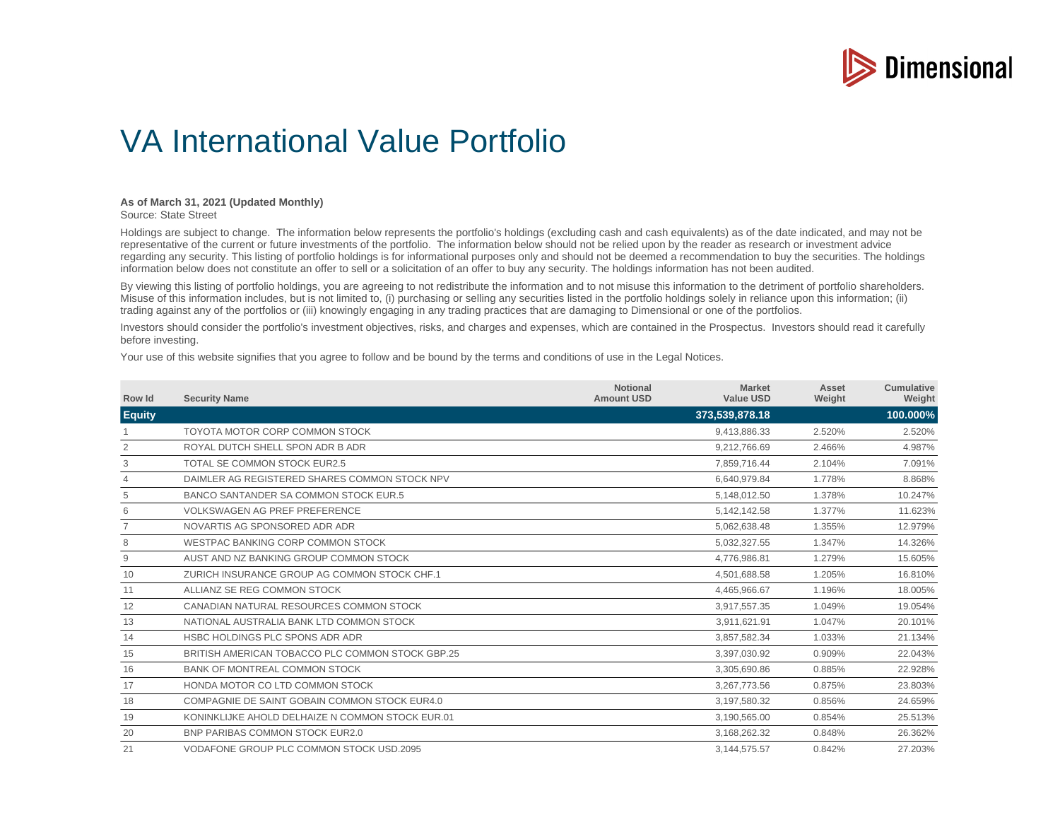Dimensional

# VA International Value Portfolio

**As of March 31, 2021 (Updated Monthly)**
Source: State Street

Holdings are subject to change. The information below represents the portfolio's holdings (excluding cash and cash equivalents) as of the date indicated, and may not be representative of the current or future investments of the portfolio. The information below should not be relied upon by the reader as research or investment advice regarding any security. This listing of portfolio holdings is for informational purposes only and should not be deemed a recommendation to buy the securities. The holdings information below does not constitute an offer to sell or a solicitation of an offer to buy any security. The holdings information has not been audited.

By viewing this listing of portfolio holdings, you are agreeing to not redistribute the information and to not misuse this information to the detriment of portfolio shareholders. Misuse of this information includes, but is not limited to, (i) purchasing or selling any securities listed in the portfolio holdings solely in reliance upon this information; (ii) trading against any of the portfolios or (iii) knowingly engaging in any trading practices that are damaging to Dimensional or one of the portfolios.

Investors should consider the portfolio's investment objectives, risks, and charges and expenses, which are contained in the Prospectus. Investors should read it carefully before investing.

Your use of this website signifies that you agree to follow and be bound by the terms and conditions of use in the Legal Notices.

| Row Id | Security Name | Notional Amount USD | Market Value USD | Asset Weight | Cumulative Weight |
|---|---|---|---|---|---|
| **Equity** | | | **373,539,878.18** | | **100.000%** |
| 1 | TOYOTA MOTOR CORP COMMON STOCK | | 9,413,886.33 | 2.520% | 2.520% |
| 2 | ROYAL DUTCH SHELL SPON ADR B ADR | | 9,212,766.69 | 2.466% | 4.987% |
| 3 | TOTAL SE COMMON STOCK EUR2.5 | | 7,859,716.44 | 2.104% | 7.091% |
| 4 | DAIMLER AG REGISTERED SHARES COMMON STOCK NPV | | 6,640,979.84 | 1.778% | 8.868% |
| 5 | BANCO SANTANDER SA COMMON STOCK EUR.5 | | 5,148,012.50 | 1.378% | 10.247% |
| 6 | VOLKSWAGEN AG PREF PREFERENCE | | 5,142,142.58 | 1.377% | 11.623% |
| 7 | NOVARTIS AG SPONSORED ADR ADR | | 5,062,638.48 | 1.355% | 12.979% |
| 8 | WESTPAC BANKING CORP COMMON STOCK | | 5,032,327.55 | 1.347% | 14.326% |
| 9 | AUST AND NZ BANKING GROUP COMMON STOCK | | 4,776,986.81 | 1.279% | 15.605% |
| 10 | ZURICH INSURANCE GROUP AG COMMON STOCK CHF.1 | | 4,501,688.58 | 1.205% | 16.810% |
| 11 | ALLIANZ SE REG COMMON STOCK | | 4,465,966.67 | 1.196% | 18.005% |
| 12 | CANADIAN NATURAL RESOURCES COMMON STOCK | | 3,917,557.35 | 1.049% | 19.054% |
| 13 | NATIONAL AUSTRALIA BANK LTD COMMON STOCK | | 3,911,621.91 | 1.047% | 20.101% |
| 14 | HSBC HOLDINGS PLC SPONS ADR ADR | | 3,857,582.34 | 1.033% | 21.134% |
| 15 | BRITISH AMERICAN TOBACCO PLC COMMON STOCK GBP.25 | | 3,397,030.92 | 0.909% | 22.043% |
| 16 | BANK OF MONTREAL COMMON STOCK | | 3,305,690.86 | 0.885% | 22.928% |
| 17 | HONDA MOTOR CO LTD COMMON STOCK | | 3,267,773.56 | 0.875% | 23.803% |
| 18 | COMPAGNIE DE SAINT GOBAIN COMMON STOCK EUR4.0 | | 3,197,580.32 | 0.856% | 24.659% |
| 19 | KONINKLIJKE AHOLD DELHAIZE N COMMON STOCK EUR.01 | | 3,190,565.00 | 0.854% | 25.513% |
| 20 | BNP PARIBAS COMMON STOCK EUR2.0 | | 3,168,262.32 | 0.848% | 26.362% |
| 21 | VODAFONE GROUP PLC COMMON STOCK USD.2095 | | 3,144,575.57 | 0.842% | 27.203% |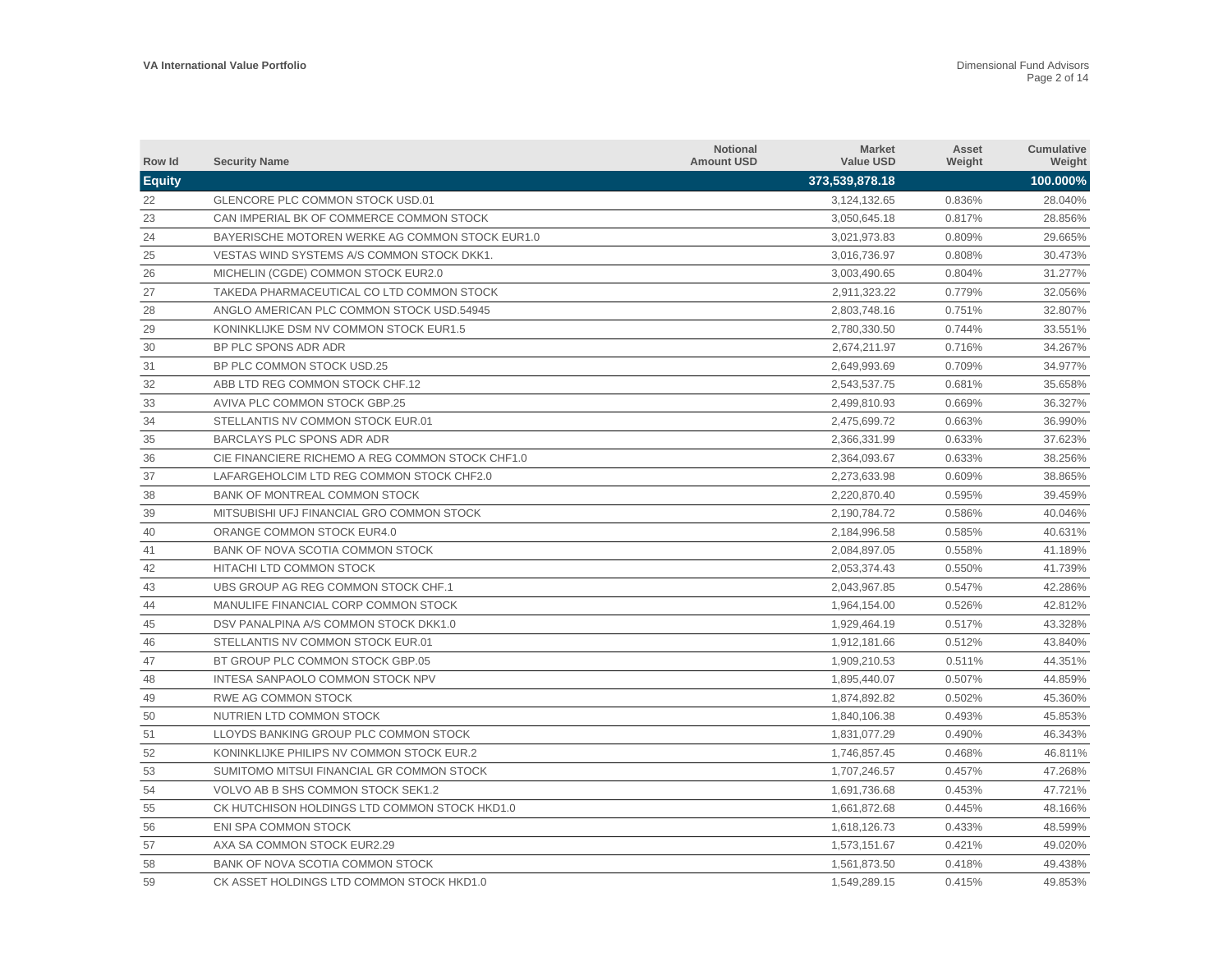| Row Id | Security Name | Notional Amount USD | Market Value USD | Asset Weight | Cumulative Weight |
|---|---|---|---|---|---|
| **Equity** | | | **373,539,878.18** | | **100.000%** |
| 22 | GLENCORE PLC COMMON STOCK USD.01 | | 3,124,132.65 | 0.836% | 28.040% |
| 23 | CAN IMPERIAL BK OF COMMERCE COMMON STOCK | | 3,050,645.18 | 0.817% | 28.856% |
| 24 | BAYERISCHE MOTOREN WERKE AG COMMON STOCK EUR1.0 | | 3,021,973.83 | 0.809% | 29.665% |
| 25 | VESTAS WIND SYSTEMS A/S COMMON STOCK DKK1. | | 3,016,736.97 | 0.808% | 30.473% |
| 26 | MICHELIN (CGDE) COMMON STOCK EUR2.0 | | 3,003,490.65 | 0.804% | 31.277% |
| 27 | TAKEDA PHARMACEUTICAL CO LTD COMMON STOCK | | 2,911,323.22 | 0.779% | 32.056% |
| 28 | ANGLO AMERICAN PLC COMMON STOCK USD.54945 | | 2,803,748.16 | 0.751% | 32.807% |
| 29 | KONINKLIJKE DSM NV COMMON STOCK EUR1.5 | | 2,780,330.50 | 0.744% | 33.551% |
| 30 | BP PLC SPONS ADR ADR | | 2,674,211.97 | 0.716% | 34.267% |
| 31 | BP PLC COMMON STOCK USD.25 | | 2,649,993.69 | 0.709% | 34.977% |
| 32 | ABB LTD REG COMMON STOCK CHF.12 | | 2,543,537.75 | 0.681% | 35.658% |
| 33 | AVIVA PLC COMMON STOCK GBP.25 | | 2,499,810.93 | 0.669% | 36.327% |
| 34 | STELLANTIS NV COMMON STOCK EUR.01 | | 2,475,699.72 | 0.663% | 36.990% |
| 35 | BARCLAYS PLC SPONS ADR ADR | | 2,366,331.99 | 0.633% | 37.623% |
| 36 | CIE FINANCIERE RICHEMO A REG COMMON STOCK CHF1.0 | | 2,364,093.67 | 0.633% | 38.256% |
| 37 | LAFARGEHOLCIM LTD REG COMMON STOCK CHF2.0 | | 2,273,633.98 | 0.609% | 38.865% |
| 38 | BANK OF MONTREAL COMMON STOCK | | 2,220,870.40 | 0.595% | 39.459% |
| 39 | MITSUBISHI UFJ FINANCIAL GRO COMMON STOCK | | 2,190,784.72 | 0.586% | 40.046% |
| 40 | ORANGE COMMON STOCK EUR4.0 | | 2,184,996.58 | 0.585% | 40.631% |
| 41 | BANK OF NOVA SCOTIA COMMON STOCK | | 2,084,897.05 | 0.558% | 41.189% |
| 42 | HITACHI LTD COMMON STOCK | | 2,053,374.43 | 0.550% | 41.739% |
| 43 | UBS GROUP AG REG COMMON STOCK CHF.1 | | 2,043,967.85 | 0.547% | 42.286% |
| 44 | MANULIFE FINANCIAL CORP COMMON STOCK | | 1,964,154.00 | 0.526% | 42.812% |
| 45 | DSV PANALPINA A/S COMMON STOCK DKK1.0 | | 1,929,464.19 | 0.517% | 43.328% |
| 46 | STELLANTIS NV COMMON STOCK EUR.01 | | 1,912,181.66 | 0.512% | 43.840% |
| 47 | BT GROUP PLC COMMON STOCK GBP.05 | | 1,909,210.53 | 0.511% | 44.351% |
| 48 | INTESA SANPAOLO COMMON STOCK NPV | | 1,895,440.07 | 0.507% | 44.859% |
| 49 | RWE AG COMMON STOCK | | 1,874,892.82 | 0.502% | 45.360% |
| 50 | NUTRIEN LTD COMMON STOCK | | 1,840,106.38 | 0.493% | 45.853% |
| 51 | LLOYDS BANKING GROUP PLC COMMON STOCK | | 1,831,077.29 | 0.490% | 46.343% |
| 52 | KONINKLIJKE PHILIPS NV COMMON STOCK EUR.2 | | 1,746,857.45 | 0.468% | 46.811% |
| 53 | SUMITOMO MITSUI FINANCIAL GR COMMON STOCK | | 1,707,246.57 | 0.457% | 47.268% |
| 54 | VOLVO AB B SHS COMMON STOCK SEK1.2 | | 1,691,736.68 | 0.453% | 47.721% |
| 55 | CK HUTCHISON HOLDINGS LTD COMMON STOCK HKD1.0 | | 1,661,872.68 | 0.445% | 48.166% |
| 56 | ENI SPA COMMON STOCK | | 1,618,126.73 | 0.433% | 48.599% |
| 57 | AXA SA COMMON STOCK EUR2.29 | | 1,573,151.67 | 0.421% | 49.020% |
| 58 | BANK OF NOVA SCOTIA COMMON STOCK | | 1,561,873.50 | 0.418% | 49.438% |
| 59 | CK ASSET HOLDINGS LTD COMMON STOCK HKD1.0 | | 1,549,289.15 | 0.415% | 49.853% |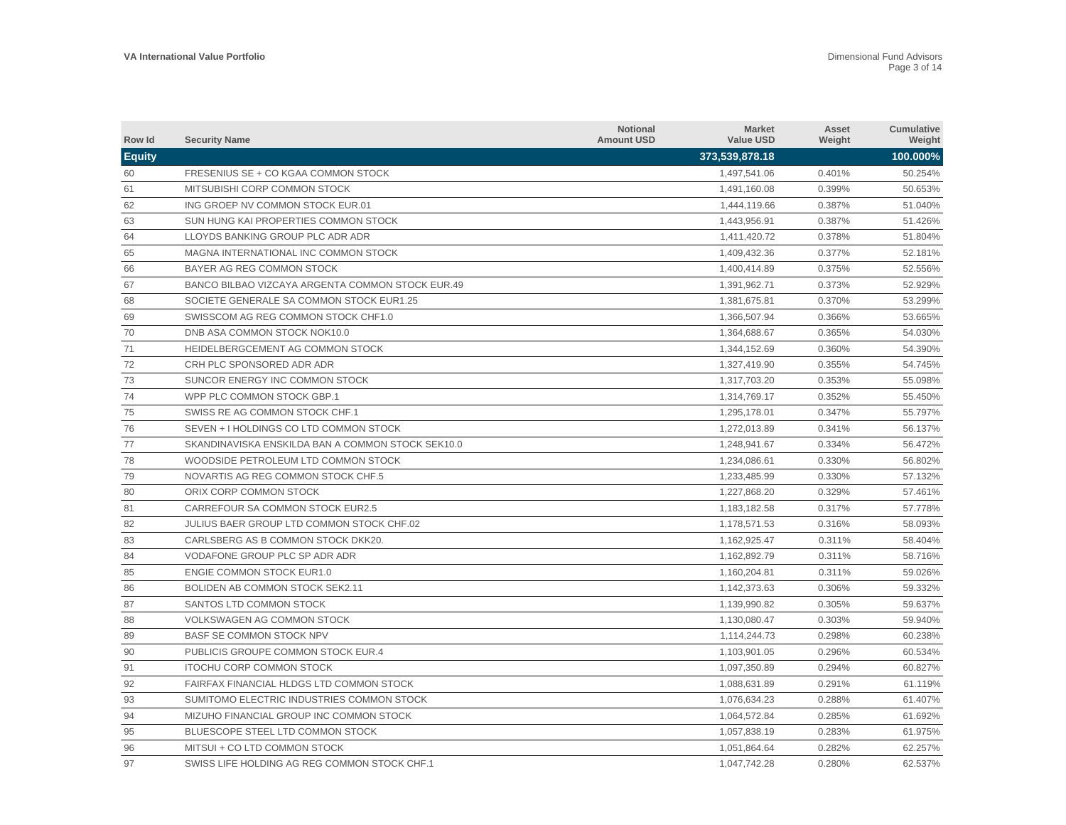| Row Id | Security Name | Notional Amount USD | Market Value USD | Asset Weight | Cumulative Weight |
|---|---|---|---|---|---|
| **Equity** | | | **373,539,878.18** | | **100.000%** |
| 60 | FRESENIUS SE + CO KGAA COMMON STOCK | | 1,497,541.06 | 0.401% | 50.254% |
| 61 | MITSUBISHI CORP COMMON STOCK | | 1,491,160.08 | 0.399% | 50.653% |
| 62 | ING GROEP NV COMMON STOCK EUR.01 | | 1,444,119.66 | 0.387% | 51.040% |
| 63 | SUN HUNG KAI PROPERTIES COMMON STOCK | | 1,443,956.91 | 0.387% | 51.426% |
| 64 | LLOYDS BANKING GROUP PLC ADR ADR | | 1,411,420.72 | 0.378% | 51.804% |
| 65 | MAGNA INTERNATIONAL INC COMMON STOCK | | 1,409,432.36 | 0.377% | 52.181% |
| 66 | BAYER AG REG COMMON STOCK | | 1,400,414.89 | 0.375% | 52.556% |
| 67 | BANCO BILBAO VIZCAYA ARGENTA COMMON STOCK EUR.49 | | 1,391,962.71 | 0.373% | 52.929% |
| 68 | SOCIETE GENERALE SA COMMON STOCK EUR1.25 | | 1,381,675.81 | 0.370% | 53.299% |
| 69 | SWISSCOM AG REG COMMON STOCK CHF1.0 | | 1,366,507.94 | 0.366% | 53.665% |
| 70 | DNB ASA COMMON STOCK NOK10.0 | | 1,364,688.67 | 0.365% | 54.030% |
| 71 | HEIDELBERGCEMENT AG COMMON STOCK | | 1,344,152.69 | 0.360% | 54.390% |
| 72 | CRH PLC SPONSORED ADR ADR | | 1,327,419.90 | 0.355% | 54.745% |
| 73 | SUNCOR ENERGY INC COMMON STOCK | | 1,317,703.20 | 0.353% | 55.098% |
| 74 | WPP PLC COMMON STOCK GBP.1 | | 1,314,769.17 | 0.352% | 55.450% |
| 75 | SWISS RE AG COMMON STOCK CHF.1 | | 1,295,178.01 | 0.347% | 55.797% |
| 76 | SEVEN + I HOLDINGS CO LTD COMMON STOCK | | 1,272,013.89 | 0.341% | 56.137% |
| 77 | SKANDINAVISKA ENSKILDA BAN A COMMON STOCK SEK10.0 | | 1,248,941.67 | 0.334% | 56.472% |
| 78 | WOODSIDE PETROLEUM LTD COMMON STOCK | | 1,234,086.61 | 0.330% | 56.802% |
| 79 | NOVARTIS AG REG COMMON STOCK CHF.5 | | 1,233,485.99 | 0.330% | 57.132% |
| 80 | ORIX CORP COMMON STOCK | | 1,227,868.20 | 0.329% | 57.461% |
| 81 | CARREFOUR SA COMMON STOCK EUR2.5 | | 1,183,182.58 | 0.317% | 57.778% |
| 82 | JULIUS BAER GROUP LTD COMMON STOCK CHF.02 | | 1,178,571.53 | 0.316% | 58.093% |
| 83 | CARLSBERG AS B COMMON STOCK DKK20. | | 1,162,925.47 | 0.311% | 58.404% |
| 84 | VODAFONE GROUP PLC SP ADR ADR | | 1,162,892.79 | 0.311% | 58.716% |
| 85 | ENGIE COMMON STOCK EUR1.0 | | 1,160,204.81 | 0.311% | 59.026% |
| 86 | BOLIDEN AB COMMON STOCK SEK2.11 | | 1,142,373.63 | 0.306% | 59.332% |
| 87 | SANTOS LTD COMMON STOCK | | 1,139,990.82 | 0.305% | 59.637% |
| 88 | VOLKSWAGEN AG COMMON STOCK | | 1,130,080.47 | 0.303% | 59.940% |
| 89 | BASF SE COMMON STOCK NPV | | 1,114,244.73 | 0.298% | 60.238% |
| 90 | PUBLICIS GROUPE COMMON STOCK EUR.4 | | 1,103,901.05 | 0.296% | 60.534% |
| 91 | ITOCHU CORP COMMON STOCK | | 1,097,350.89 | 0.294% | 60.827% |
| 92 | FAIRFAX FINANCIAL HLDGS LTD COMMON STOCK | | 1,088,631.89 | 0.291% | 61.119% |
| 93 | SUMITOMO ELECTRIC INDUSTRIES COMMON STOCK | | 1,076,634.23 | 0.288% | 61.407% |
| 94 | MIZUHO FINANCIAL GROUP INC COMMON STOCK | | 1,064,572.84 | 0.285% | 61.692% |
| 95 | BLUESCOPE STEEL LTD COMMON STOCK | | 1,057,838.19 | 0.283% | 61.975% |
| 96 | MITSUI + CO LTD COMMON STOCK | | 1,051,864.64 | 0.282% | 62.257% |
| 97 | SWISS LIFE HOLDING AG REG COMMON STOCK CHF.1 | | 1,047,742.28 | 0.280% | 62.537% |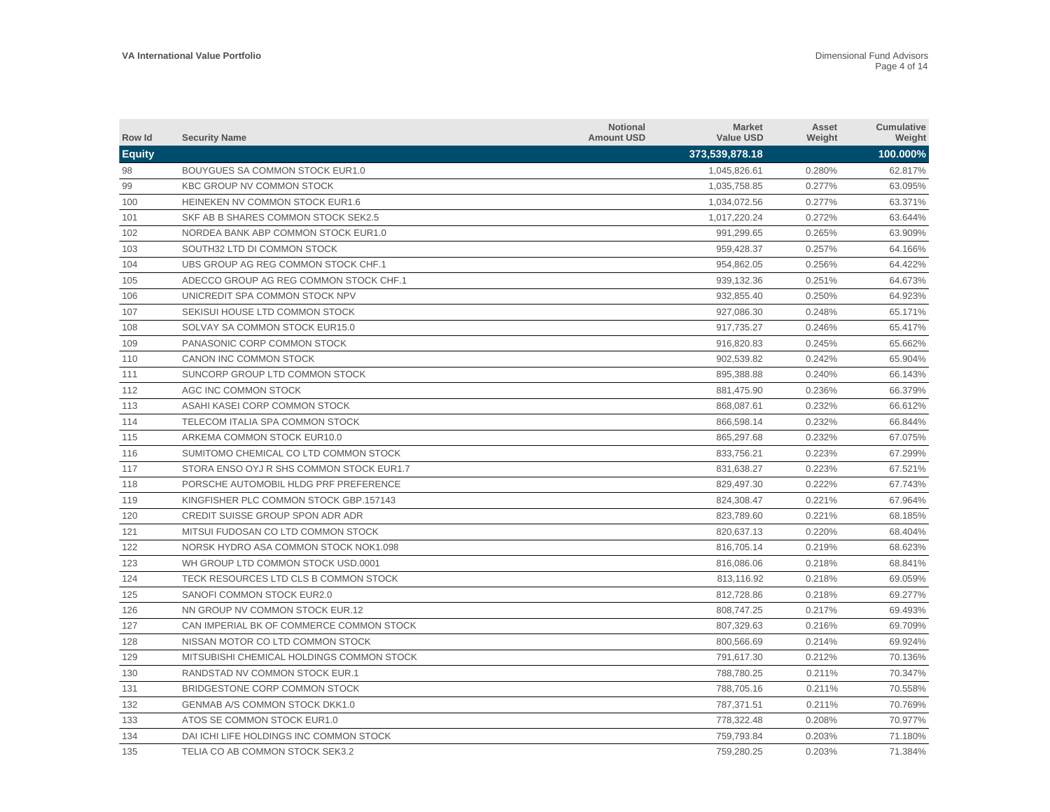| Row Id | Security Name | Notional Amount USD | Market Value USD | Asset Weight | Cumulative Weight |
|---|---|---|---|---|---|
| **Equity** | | | **373,539,878.18** | | **100.000%** |
| 98 | BOUYGUES SA COMMON STOCK EUR1.0 | | 1,045,826.61 | 0.280% | 62.817% |
| 99 | KBC GROUP NV COMMON STOCK | | 1,035,758.85 | 0.277% | 63.095% |
| 100 | HEINEKEN NV COMMON STOCK EUR1.6 | | 1,034,072.56 | 0.277% | 63.371% |
| 101 | SKF AB B SHARES COMMON STOCK SEK2.5 | | 1,017,220.24 | 0.272% | 63.644% |
| 102 | NORDEA BANK ABP COMMON STOCK EUR1.0 | | 991,299.65 | 0.265% | 63.909% |
| 103 | SOUTH32 LTD DI COMMON STOCK | | 959,428.37 | 0.257% | 64.166% |
| 104 | UBS GROUP AG REG COMMON STOCK CHF.1 | | 954,862.05 | 0.256% | 64.422% |
| 105 | ADECCO GROUP AG REG COMMON STOCK CHF.1 | | 939,132.36 | 0.251% | 64.673% |
| 106 | UNICREDIT SPA COMMON STOCK NPV | | 932,855.40 | 0.250% | 64.923% |
| 107 | SEKISUI HOUSE LTD COMMON STOCK | | 927,086.30 | 0.248% | 65.171% |
| 108 | SOLVAY SA COMMON STOCK EUR15.0 | | 917,735.27 | 0.246% | 65.417% |
| 109 | PANASONIC CORP COMMON STOCK | | 916,820.83 | 0.245% | 65.662% |
| 110 | CANON INC COMMON STOCK | | 902,539.82 | 0.242% | 65.904% |
| 111 | SUNCORP GROUP LTD COMMON STOCK | | 895,388.88 | 0.240% | 66.143% |
| 112 | AGC INC COMMON STOCK | | 881,475.90 | 0.236% | 66.379% |
| 113 | ASAHI KASEI CORP COMMON STOCK | | 868,087.61 | 0.232% | 66.612% |
| 114 | TELECOM ITALIA SPA COMMON STOCK | | 866,598.14 | 0.232% | 66.844% |
| 115 | ARKEMA COMMON STOCK EUR10.0 | | 865,297.68 | 0.232% | 67.075% |
| 116 | SUMITOMO CHEMICAL CO LTD COMMON STOCK | | 833,756.21 | 0.223% | 67.299% |
| 117 | STORA ENSO OYJ R SHS COMMON STOCK EUR1.7 | | 831,638.27 | 0.223% | 67.521% |
| 118 | PORSCHE AUTOMOBIL HLDG PRF PREFERENCE | | 829,497.30 | 0.222% | 67.743% |
| 119 | KINGFISHER PLC COMMON STOCK GBP.157143 | | 824,308.47 | 0.221% | 67.964% |
| 120 | CREDIT SUISSE GROUP SPON ADR ADR | | 823,789.60 | 0.221% | 68.185% |
| 121 | MITSUI FUDOSAN CO LTD COMMON STOCK | | 820,637.13 | 0.220% | 68.404% |
| 122 | NORSK HYDRO ASA COMMON STOCK NOK1.098 | | 816,705.14 | 0.219% | 68.623% |
| 123 | WH GROUP LTD COMMON STOCK USD.0001 | | 816,086.06 | 0.218% | 68.841% |
| 124 | TECK RESOURCES LTD CLS B COMMON STOCK | | 813,116.92 | 0.218% | 69.059% |
| 125 | SANOFI COMMON STOCK EUR2.0 | | 812,728.86 | 0.218% | 69.277% |
| 126 | NN GROUP NV COMMON STOCK EUR.12 | | 808,747.25 | 0.217% | 69.493% |
| 127 | CAN IMPERIAL BK OF COMMERCE COMMON STOCK | | 807,329.63 | 0.216% | 69.709% |
| 128 | NISSAN MOTOR CO LTD COMMON STOCK | | 800,566.69 | 0.214% | 69.924% |
| 129 | MITSUBISHI CHEMICAL HOLDINGS COMMON STOCK | | 791,617.30 | 0.212% | 70.136% |
| 130 | RANDSTAD NV COMMON STOCK EUR.1 | | 788,780.25 | 0.211% | 70.347% |
| 131 | BRIDGESTONE CORP COMMON STOCK | | 788,705.16 | 0.211% | 70.558% |
| 132 | GENMAB A/S COMMON STOCK DKK1.0 | | 787,371.51 | 0.211% | 70.769% |
| 133 | ATOS SE COMMON STOCK EUR1.0 | | 778,322.48 | 0.208% | 70.977% |
| 134 | DAI ICHI LIFE HOLDINGS INC COMMON STOCK | | 759,793.84 | 0.203% | 71.180% |
| 135 | TELIA CO AB COMMON STOCK SEK3.2 | | 759,280.25 | 0.203% | 71.384% |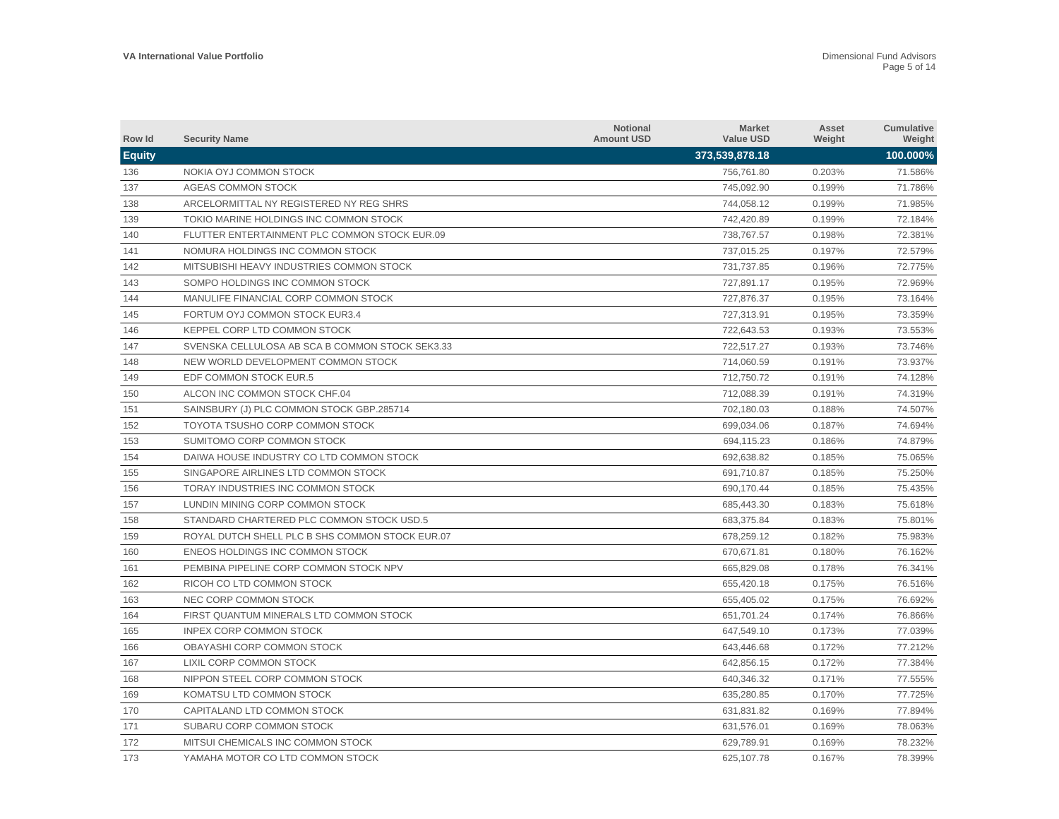| Row Id | Security Name | Notional Amount USD | Market Value USD | Asset Weight | Cumulative Weight |
|---|---|---|---|---|---|
| **Equity** | | | **373,539,878.18** | | **100.000%** |
| 136 | NOKIA OYJ COMMON STOCK | | 756,761.80 | 0.203% | 71.586% |
| 137 | AGEAS COMMON STOCK | | 745,092.90 | 0.199% | 71.786% |
| 138 | ARCELORMITTAL NY REGISTERED NY REG SHRS | | 744,058.12 | 0.199% | 71.985% |
| 139 | TOKIO MARINE HOLDINGS INC COMMON STOCK | | 742,420.89 | 0.199% | 72.184% |
| 140 | FLUTTER ENTERTAINMENT PLC COMMON STOCK EUR.09 | | 738,767.57 | 0.198% | 72.381% |
| 141 | NOMURA HOLDINGS INC COMMON STOCK | | 737,015.25 | 0.197% | 72.579% |
| 142 | MITSUBISHI HEAVY INDUSTRIES COMMON STOCK | | 731,737.85 | 0.196% | 72.775% |
| 143 | SOMPO HOLDINGS INC COMMON STOCK | | 727,891.17 | 0.195% | 72.969% |
| 144 | MANULIFE FINANCIAL CORP COMMON STOCK | | 727,876.37 | 0.195% | 73.164% |
| 145 | FORTUM OYJ COMMON STOCK EUR3.4 | | 727,313.91 | 0.195% | 73.359% |
| 146 | KEPPEL CORP LTD COMMON STOCK | | 722,643.53 | 0.193% | 73.553% |
| 147 | SVENSKA CELLULOSA AB SCA B COMMON STOCK SEK3.33 | | 722,517.27 | 0.193% | 73.746% |
| 148 | NEW WORLD DEVELOPMENT COMMON STOCK | | 714,060.59 | 0.191% | 73.937% |
| 149 | EDF COMMON STOCK EUR.5 | | 712,750.72 | 0.191% | 74.128% |
| 150 | ALCON INC COMMON STOCK CHF.04 | | 712,088.39 | 0.191% | 74.319% |
| 151 | SAINSBURY (J) PLC COMMON STOCK GBP.285714 | | 702,180.03 | 0.188% | 74.507% |
| 152 | TOYOTA TSUSHO CORP COMMON STOCK | | 699,034.06 | 0.187% | 74.694% |
| 153 | SUMITOMO CORP COMMON STOCK | | 694,115.23 | 0.186% | 74.879% |
| 154 | DAIWA HOUSE INDUSTRY CO LTD COMMON STOCK | | 692,638.82 | 0.185% | 75.065% |
| 155 | SINGAPORE AIRLINES LTD COMMON STOCK | | 691,710.87 | 0.185% | 75.250% |
| 156 | TORAY INDUSTRIES INC COMMON STOCK | | 690,170.44 | 0.185% | 75.435% |
| 157 | LUNDIN MINING CORP COMMON STOCK | | 685,443.30 | 0.183% | 75.618% |
| 158 | STANDARD CHARTERED PLC COMMON STOCK USD.5 | | 683,375.84 | 0.183% | 75.801% |
| 159 | ROYAL DUTCH SHELL PLC B SHS COMMON STOCK EUR.07 | | 678,259.12 | 0.182% | 75.983% |
| 160 | ENEOS HOLDINGS INC COMMON STOCK | | 670,671.81 | 0.180% | 76.162% |
| 161 | PEMBINA PIPELINE CORP COMMON STOCK NPV | | 665,829.08 | 0.178% | 76.341% |
| 162 | RICOH CO LTD COMMON STOCK | | 655,420.18 | 0.175% | 76.516% |
| 163 | NEC CORP COMMON STOCK | | 655,405.02 | 0.175% | 76.692% |
| 164 | FIRST QUANTUM MINERALS LTD COMMON STOCK | | 651,701.24 | 0.174% | 76.866% |
| 165 | INPEX CORP COMMON STOCK | | 647,549.10 | 0.173% | 77.039% |
| 166 | OBAYASHI CORP COMMON STOCK | | 643,446.68 | 0.172% | 77.212% |
| 167 | LIXIL CORP COMMON STOCK | | 642,856.15 | 0.172% | 77.384% |
| 168 | NIPPON STEEL CORP COMMON STOCK | | 640,346.32 | 0.171% | 77.555% |
| 169 | KOMATSU LTD COMMON STOCK | | 635,280.85 | 0.170% | 77.725% |
| 170 | CAPITALAND LTD COMMON STOCK | | 631,831.82 | 0.169% | 77.894% |
| 171 | SUBARU CORP COMMON STOCK | | 631,576.01 | 0.169% | 78.063% |
| 172 | MITSUI CHEMICALS INC COMMON STOCK | | 629,789.91 | 0.169% | 78.232% |
| 173 | YAMAHA MOTOR CO LTD COMMON STOCK | | 625,107.78 | 0.167% | 78.399% |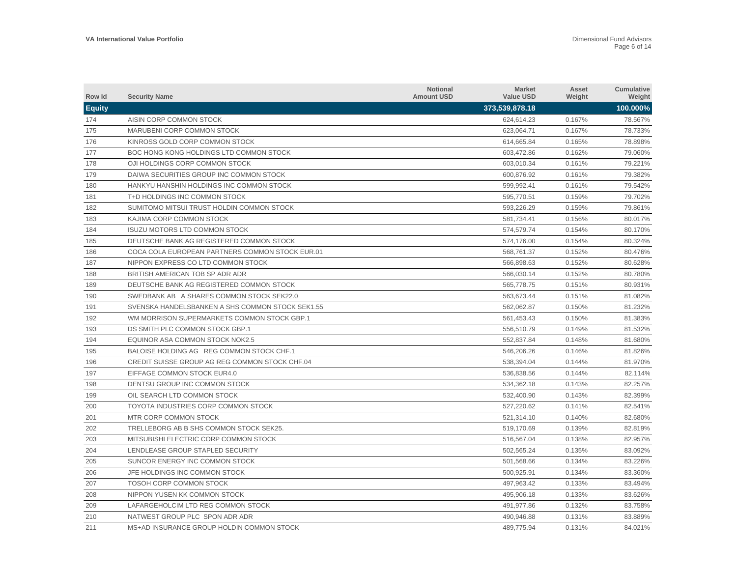| Row Id | Security Name | Notional Amount USD | Market Value USD | Asset Weight | Cumulative Weight |
|---|---|---|---|---|---|
| **Equity** | | | **373,539,878.18** | | **100.000%** |
| 174 | AISIN CORP COMMON STOCK | | 624,614.23 | 0.167% | 78.567% |
| 175 | MARUBENI CORP COMMON STOCK | | 623,064.71 | 0.167% | 78.733% |
| 176 | KINROSS GOLD CORP COMMON STOCK | | 614,665.84 | 0.165% | 78.898% |
| 177 | BOC HONG KONG HOLDINGS LTD COMMON STOCK | | 603,472.86 | 0.162% | 79.060% |
| 178 | OJI HOLDINGS CORP COMMON STOCK | | 603,010.34 | 0.161% | 79.221% |
| 179 | DAIWA SECURITIES GROUP INC COMMON STOCK | | 600,876.92 | 0.161% | 79.382% |
| 180 | HANKYU HANSHIN HOLDINGS INC COMMON STOCK | | 599,992.41 | 0.161% | 79.542% |
| 181 | T+D HOLDINGS INC COMMON STOCK | | 595,770.51 | 0.159% | 79.702% |
| 182 | SUMITOMO MITSUI TRUST HOLDIN COMMON STOCK | | 593,226.29 | 0.159% | 79.861% |
| 183 | KAJIMA CORP COMMON STOCK | | 581,734.41 | 0.156% | 80.017% |
| 184 | ISUZU MOTORS LTD COMMON STOCK | | 574,579.74 | 0.154% | 80.170% |
| 185 | DEUTSCHE BANK AG REGISTERED COMMON STOCK | | 574,176.00 | 0.154% | 80.324% |
| 186 | COCA COLA EUROPEAN PARTNERS COMMON STOCK EUR.01 | | 568,761.37 | 0.152% | 80.476% |
| 187 | NIPPON EXPRESS CO LTD COMMON STOCK | | 566,898.63 | 0.152% | 80.628% |
| 188 | BRITISH AMERICAN TOB SP ADR ADR | | 566,030.14 | 0.152% | 80.780% |
| 189 | DEUTSCHE BANK AG REGISTERED COMMON STOCK | | 565,778.75 | 0.151% | 80.931% |
| 190 | SWEDBANK AB A SHARES COMMON STOCK SEK22.0 | | 563,673.44 | 0.151% | 81.082% |
| 191 | SVENSKA HANDELSBANKEN A SHS COMMON STOCK SEK1.55 | | 562,062.87 | 0.150% | 81.232% |
| 192 | WM MORRISON SUPERMARKETS COMMON STOCK GBP.1 | | 561,453.43 | 0.150% | 81.383% |
| 193 | DS SMITH PLC COMMON STOCK GBP.1 | | 556,510.79 | 0.149% | 81.532% |
| 194 | EQUINOR ASA COMMON STOCK NOK2.5 | | 552,837.84 | 0.148% | 81.680% |
| 195 | BALOISE HOLDING AG REG COMMON STOCK CHF.1 | | 546,206.26 | 0.146% | 81.826% |
| 196 | CREDIT SUISSE GROUP AG REG COMMON STOCK CHF.04 | | 538,394.04 | 0.144% | 81.970% |
| 197 | EIFFAGE COMMON STOCK EUR4.0 | | 536,838.56 | 0.144% | 82.114% |
| 198 | DENTSU GROUP INC COMMON STOCK | | 534,362.18 | 0.143% | 82.257% |
| 199 | OIL SEARCH LTD COMMON STOCK | | 532,400.90 | 0.143% | 82.399% |
| 200 | TOYOTA INDUSTRIES CORP COMMON STOCK | | 527,220.62 | 0.141% | 82.541% |
| 201 | MTR CORP COMMON STOCK | | 521,314.10 | 0.140% | 82.680% |
| 202 | TRELLEBORG AB B SHS COMMON STOCK SEK25. | | 519,170.69 | 0.139% | 82.819% |
| 203 | MITSUBISHI ELECTRIC CORP COMMON STOCK | | 516,567.04 | 0.138% | 82.957% |
| 204 | LENDLEASE GROUP STAPLED SECURITY | | 502,565.24 | 0.135% | 83.092% |
| 205 | SUNCOR ENERGY INC COMMON STOCK | | 501,568.66 | 0.134% | 83.226% |
| 206 | JFE HOLDINGS INC COMMON STOCK | | 500,925.91 | 0.134% | 83.360% |
| 207 | TOSOH CORP COMMON STOCK | | 497,963.42 | 0.133% | 83.494% |
| 208 | NIPPON YUSEN KK COMMON STOCK | | 495,906.18 | 0.133% | 83.626% |
| 209 | LAFARGEHOLCIM LTD REG COMMON STOCK | | 491,977.86 | 0.132% | 83.758% |
| 210 | NATWEST GROUP PLC SPON ADR ADR | | 490,946.88 | 0.131% | 83.889% |
| 211 | MS+AD INSURANCE GROUP HOLDIN COMMON STOCK | | 489,775.94 | 0.131% | 84.021% |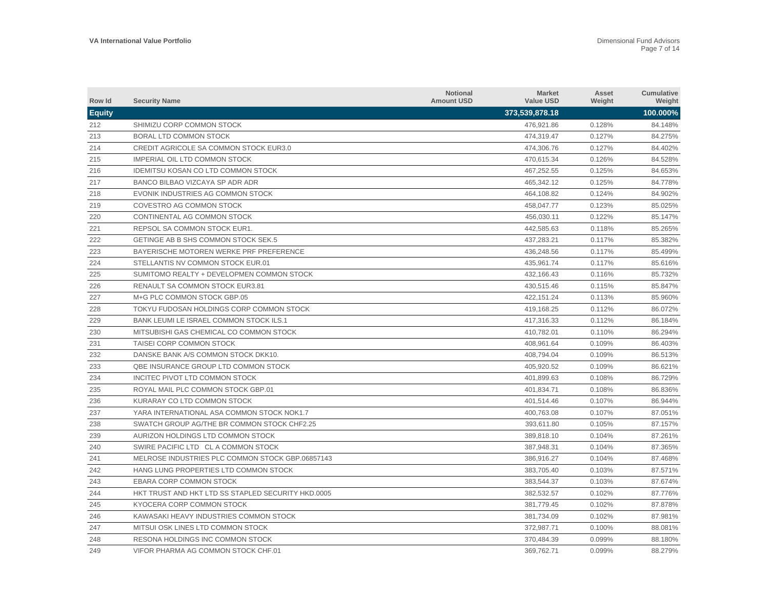| Row Id | Security Name | Notional Amount USD | Market Value USD | Asset Weight | Cumulative Weight |
|---|---|---|---|---|---|
| **Equity** | | | **373,539,878.18** | | **100.000%** |
| 212 | SHIMIZU CORP COMMON STOCK | | 476,921.86 | 0.128% | 84.148% |
| 213 | BORAL LTD COMMON STOCK | | 474,319.47 | 0.127% | 84.275% |
| 214 | CREDIT AGRICOLE SA COMMON STOCK EUR3.0 | | 474,306.76 | 0.127% | 84.402% |
| 215 | IMPERIAL OIL LTD COMMON STOCK | | 470,615.34 | 0.126% | 84.528% |
| 216 | IDEMITSU KOSAN CO LTD COMMON STOCK | | 467,252.55 | 0.125% | 84.653% |
| 217 | BANCO BILBAO VIZCAYA SP ADR ADR | | 465,342.12 | 0.125% | 84.778% |
| 218 | EVONIK INDUSTRIES AG COMMON STOCK | | 464,108.82 | 0.124% | 84.902% |
| 219 | COVESTRO AG COMMON STOCK | | 458,047.77 | 0.123% | 85.025% |
| 220 | CONTINENTAL AG COMMON STOCK | | 456,030.11 | 0.122% | 85.147% |
| 221 | REPSOL SA COMMON STOCK EUR1. | | 442,585.63 | 0.118% | 85.265% |
| 222 | GETINGE AB B SHS COMMON STOCK SEK.5 | | 437,283.21 | 0.117% | 85.382% |
| 223 | BAYERISCHE MOTOREN WERKE PRF PREFERENCE | | 436,248.56 | 0.117% | 85.499% |
| 224 | STELLANTIS NV COMMON STOCK EUR.01 | | 435,961.74 | 0.117% | 85.616% |
| 225 | SUMITOMO REALTY + DEVELOPMEN COMMON STOCK | | 432,166.43 | 0.116% | 85.732% |
| 226 | RENAULT SA COMMON STOCK EUR3.81 | | 430,515.46 | 0.115% | 85.847% |
| 227 | M+G PLC COMMON STOCK GBP.05 | | 422,151.24 | 0.113% | 85.960% |
| 228 | TOKYU FUDOSAN HOLDINGS CORP COMMON STOCK | | 419,168.25 | 0.112% | 86.072% |
| 229 | BANK LEUMI LE ISRAEL COMMON STOCK ILS.1 | | 417,316.33 | 0.112% | 86.184% |
| 230 | MITSUBISHI GAS CHEMICAL CO COMMON STOCK | | 410,782.01 | 0.110% | 86.294% |
| 231 | TAISEI CORP COMMON STOCK | | 408,961.64 | 0.109% | 86.403% |
| 232 | DANSKE BANK A/S COMMON STOCK DKK10. | | 408,794.04 | 0.109% | 86.513% |
| 233 | QBE INSURANCE GROUP LTD COMMON STOCK | | 405,920.52 | 0.109% | 86.621% |
| 234 | INCITEC PIVOT LTD COMMON STOCK | | 401,899.63 | 0.108% | 86.729% |
| 235 | ROYAL MAIL PLC COMMON STOCK GBP.01 | | 401,834.71 | 0.108% | 86.836% |
| 236 | KURARAY CO LTD COMMON STOCK | | 401,514.46 | 0.107% | 86.944% |
| 237 | YARA INTERNATIONAL ASA COMMON STOCK NOK1.7 | | 400,763.08 | 0.107% | 87.051% |
| 238 | SWATCH GROUP AG/THE BR COMMON STOCK CHF2.25 | | 393,611.80 | 0.105% | 87.157% |
| 239 | AURIZON HOLDINGS LTD COMMON STOCK | | 389,818.10 | 0.104% | 87.261% |
| 240 | SWIRE PACIFIC LTD CL A COMMON STOCK | | 387,948.31 | 0.104% | 87.365% |
| 241 | MELROSE INDUSTRIES PLC COMMON STOCK GBP.06857143 | | 386,916.27 | 0.104% | 87.468% |
| 242 | HANG LUNG PROPERTIES LTD COMMON STOCK | | 383,705.40 | 0.103% | 87.571% |
| 243 | EBARA CORP COMMON STOCK | | 383,544.37 | 0.103% | 87.674% |
| 244 | HKT TRUST AND HKT LTD SS STAPLED SECURITY HKD.0005 | | 382,532.57 | 0.102% | 87.776% |
| 245 | KYOCERA CORP COMMON STOCK | | 381,779.45 | 0.102% | 87.878% |
| 246 | KAWASAKI HEAVY INDUSTRIES COMMON STOCK | | 381,734.09 | 0.102% | 87.981% |
| 247 | MITSUI OSK LINES LTD COMMON STOCK | | 372,987.71 | 0.100% | 88.081% |
| 248 | RESONA HOLDINGS INC COMMON STOCK | | 370,484.39 | 0.099% | 88.180% |
| 249 | VIFOR PHARMA AG COMMON STOCK CHF.01 | | 369,762.71 | 0.099% | 88.279% |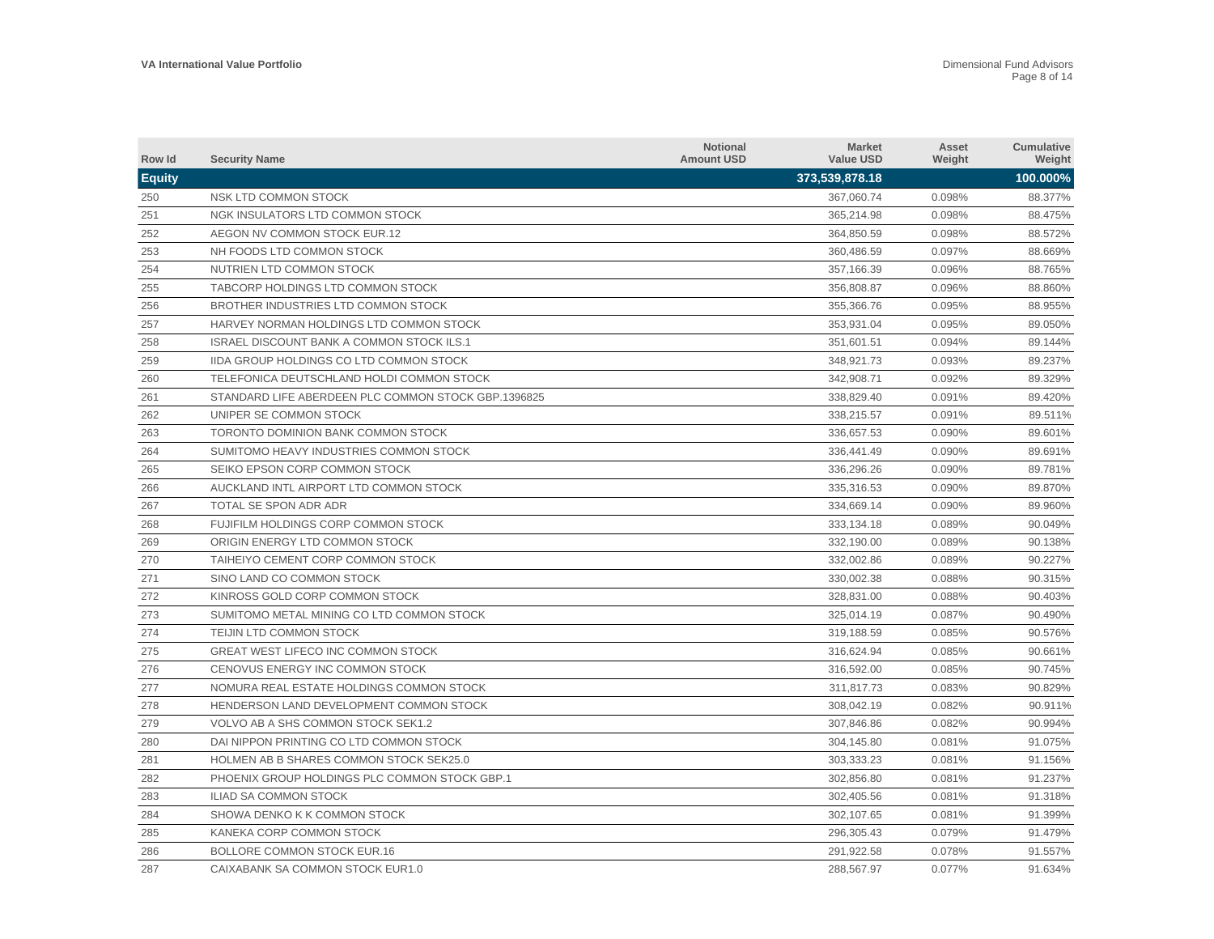| Row Id | Security Name | Notional Amount USD | Market Value USD | Asset Weight | Cumulative Weight |
|---|---|---|---|---|---|
| **Equity** | | | **373,539,878.18** | | **100.000%** |
| 250 | NSK LTD COMMON STOCK | | 367,060.74 | 0.098% | 88.377% |
| 251 | NGK INSULATORS LTD COMMON STOCK | | 365,214.98 | 0.098% | 88.475% |
| 252 | AEGON NV COMMON STOCK EUR.12 | | 364,850.59 | 0.098% | 88.572% |
| 253 | NH FOODS LTD COMMON STOCK | | 360,486.59 | 0.097% | 88.669% |
| 254 | NUTRIEN LTD COMMON STOCK | | 357,166.39 | 0.096% | 88.765% |
| 255 | TABCORP HOLDINGS LTD COMMON STOCK | | 356,808.87 | 0.096% | 88.860% |
| 256 | BROTHER INDUSTRIES LTD COMMON STOCK | | 355,366.76 | 0.095% | 88.955% |
| 257 | HARVEY NORMAN HOLDINGS LTD COMMON STOCK | | 353,931.04 | 0.095% | 89.050% |
| 258 | ISRAEL DISCOUNT BANK A COMMON STOCK ILS.1 | | 351,601.51 | 0.094% | 89.144% |
| 259 | IIDA GROUP HOLDINGS CO LTD COMMON STOCK | | 348,921.73 | 0.093% | 89.237% |
| 260 | TELEFONICA DEUTSCHLAND HOLDI COMMON STOCK | | 342,908.71 | 0.092% | 89.329% |
| 261 | STANDARD LIFE ABERDEEN PLC COMMON STOCK GBP.1396825 | | 338,829.40 | 0.091% | 89.420% |
| 262 | UNIPER SE COMMON STOCK | | 338,215.57 | 0.091% | 89.511% |
| 263 | TORONTO DOMINION BANK COMMON STOCK | | 336,657.53 | 0.090% | 89.601% |
| 264 | SUMITOMO HEAVY INDUSTRIES COMMON STOCK | | 336,441.49 | 0.090% | 89.691% |
| 265 | SEIKO EPSON CORP COMMON STOCK | | 336,296.26 | 0.090% | 89.781% |
| 266 | AUCKLAND INTL AIRPORT LTD COMMON STOCK | | 335,316.53 | 0.090% | 89.870% |
| 267 | TOTAL SE SPON ADR ADR | | 334,669.14 | 0.090% | 89.960% |
| 268 | FUJIFILM HOLDINGS CORP COMMON STOCK | | 333,134.18 | 0.089% | 90.049% |
| 269 | ORIGIN ENERGY LTD COMMON STOCK | | 332,190.00 | 0.089% | 90.138% |
| 270 | TAIHEIYO CEMENT CORP COMMON STOCK | | 332,002.86 | 0.089% | 90.227% |
| 271 | SINO LAND CO COMMON STOCK | | 330,002.38 | 0.088% | 90.315% |
| 272 | KINROSS GOLD CORP COMMON STOCK | | 328,831.00 | 0.088% | 90.403% |
| 273 | SUMITOMO METAL MINING CO LTD COMMON STOCK | | 325,014.19 | 0.087% | 90.490% |
| 274 | TEIJIN LTD COMMON STOCK | | 319,188.59 | 0.085% | 90.576% |
| 275 | GREAT WEST LIFECO INC COMMON STOCK | | 316,624.94 | 0.085% | 90.661% |
| 276 | CENOVUS ENERGY INC COMMON STOCK | | 316,592.00 | 0.085% | 90.745% |
| 277 | NOMURA REAL ESTATE HOLDINGS COMMON STOCK | | 311,817.73 | 0.083% | 90.829% |
| 278 | HENDERSON LAND DEVELOPMENT COMMON STOCK | | 308,042.19 | 0.082% | 90.911% |
| 279 | VOLVO AB A SHS COMMON STOCK SEK1.2 | | 307,846.86 | 0.082% | 90.994% |
| 280 | DAI NIPPON PRINTING CO LTD COMMON STOCK | | 304,145.80 | 0.081% | 91.075% |
| 281 | HOLMEN AB B SHARES COMMON STOCK SEK25.0 | | 303,333.23 | 0.081% | 91.156% |
| 282 | PHOENIX GROUP HOLDINGS PLC COMMON STOCK GBP.1 | | 302,856.80 | 0.081% | 91.237% |
| 283 | ILIAD SA COMMON STOCK | | 302,405.56 | 0.081% | 91.318% |
| 284 | SHOWA DENKO K K COMMON STOCK | | 302,107.65 | 0.081% | 91.399% |
| 285 | KANEKA CORP COMMON STOCK | | 296,305.43 | 0.079% | 91.479% |
| 286 | BOLLORE COMMON STOCK EUR.16 | | 291,922.58 | 0.078% | 91.557% |
| 287 | CAIXABANK SA COMMON STOCK EUR1.0 | | 288,567.97 | 0.077% | 91.634% |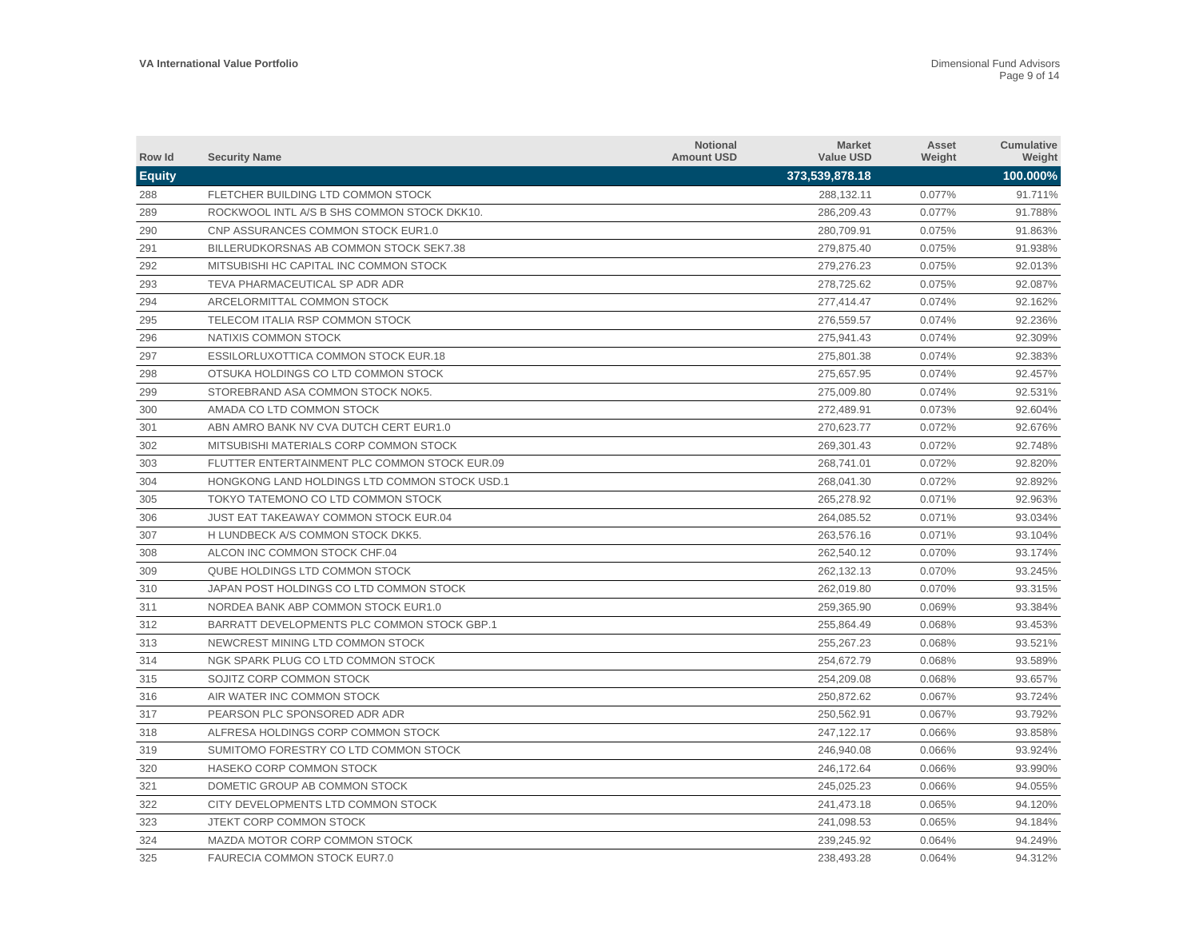| Row Id | Security Name | Notional Amount USD | Market Value USD | Asset Weight | Cumulative Weight |
|---|---|---|---|---|---|
| **Equity** | | | **373,539,878.18** | | **100.000%** |
| 288 | FLETCHER BUILDING LTD COMMON STOCK | | 288,132.11 | 0.077% | 91.711% |
| 289 | ROCKWOOL INTL A/S B SHS COMMON STOCK DKK10. | | 286,209.43 | 0.077% | 91.788% |
| 290 | CNP ASSURANCES COMMON STOCK EUR1.0 | | 280,709.91 | 0.075% | 91.863% |
| 291 | BILLERUDKORSNAS AB COMMON STOCK SEK7.38 | | 279,875.40 | 0.075% | 91.938% |
| 292 | MITSUBISHI HC CAPITAL INC COMMON STOCK | | 279,276.23 | 0.075% | 92.013% |
| 293 | TEVA PHARMACEUTICAL SP ADR ADR | | 278,725.62 | 0.075% | 92.087% |
| 294 | ARCELORMITTAL COMMON STOCK | | 277,414.47 | 0.074% | 92.162% |
| 295 | TELECOM ITALIA RSP COMMON STOCK | | 276,559.57 | 0.074% | 92.236% |
| 296 | NATIXIS COMMON STOCK | | 275,941.43 | 0.074% | 92.309% |
| 297 | ESSILORLUXOTTICA COMMON STOCK EUR.18 | | 275,801.38 | 0.074% | 92.383% |
| 298 | OTSUKA HOLDINGS CO LTD COMMON STOCK | | 275,657.95 | 0.074% | 92.457% |
| 299 | STOREBRAND ASA COMMON STOCK NOK5. | | 275,009.80 | 0.074% | 92.531% |
| 300 | AMADA CO LTD COMMON STOCK | | 272,489.91 | 0.073% | 92.604% |
| 301 | ABN AMRO BANK NV CVA DUTCH CERT EUR1.0 | | 270,623.77 | 0.072% | 92.676% |
| 302 | MITSUBISHI MATERIALS CORP COMMON STOCK | | 269,301.43 | 0.072% | 92.748% |
| 303 | FLUTTER ENTERTAINMENT PLC COMMON STOCK EUR.09 | | 268,741.01 | 0.072% | 92.820% |
| 304 | HONGKONG LAND HOLDINGS LTD COMMON STOCK USD.1 | | 268,041.30 | 0.072% | 92.892% |
| 305 | TOKYO TATEMONO CO LTD COMMON STOCK | | 265,278.92 | 0.071% | 92.963% |
| 306 | JUST EAT TAKEAWAY COMMON STOCK EUR.04 | | 264,085.52 | 0.071% | 93.034% |
| 307 | H LUNDBECK A/S COMMON STOCK DKK5. | | 263,576.16 | 0.071% | 93.104% |
| 308 | ALCON INC COMMON STOCK CHF.04 | | 262,540.12 | 0.070% | 93.174% |
| 309 | QUBE HOLDINGS LTD COMMON STOCK | | 262,132.13 | 0.070% | 93.245% |
| 310 | JAPAN POST HOLDINGS CO LTD COMMON STOCK | | 262,019.80 | 0.070% | 93.315% |
| 311 | NORDEA BANK ABP COMMON STOCK EUR1.0 | | 259,365.90 | 0.069% | 93.384% |
| 312 | BARRATT DEVELOPMENTS PLC COMMON STOCK GBP.1 | | 255,864.49 | 0.068% | 93.453% |
| 313 | NEWCREST MINING LTD COMMON STOCK | | 255,267.23 | 0.068% | 93.521% |
| 314 | NGK SPARK PLUG CO LTD COMMON STOCK | | 254,672.79 | 0.068% | 93.589% |
| 315 | SOJITZ CORP COMMON STOCK | | 254,209.08 | 0.068% | 93.657% |
| 316 | AIR WATER INC COMMON STOCK | | 250,872.62 | 0.067% | 93.724% |
| 317 | PEARSON PLC SPONSORED ADR ADR | | 250,562.91 | 0.067% | 93.792% |
| 318 | ALFRESA HOLDINGS CORP COMMON STOCK | | 247,122.17 | 0.066% | 93.858% |
| 319 | SUMITOMO FORESTRY CO LTD COMMON STOCK | | 246,940.08 | 0.066% | 93.924% |
| 320 | HASEKO CORP COMMON STOCK | | 246,172.64 | 0.066% | 93.990% |
| 321 | DOMETIC GROUP AB COMMON STOCK | | 245,025.23 | 0.066% | 94.055% |
| 322 | CITY DEVELOPMENTS LTD COMMON STOCK | | 241,473.18 | 0.065% | 94.120% |
| 323 | JTEKT CORP COMMON STOCK | | 241,098.53 | 0.065% | 94.184% |
| 324 | MAZDA MOTOR CORP COMMON STOCK | | 239,245.92 | 0.064% | 94.249% |
| 325 | FAURECIA COMMON STOCK EUR7.0 | | 238,493.28 | 0.064% | 94.312% |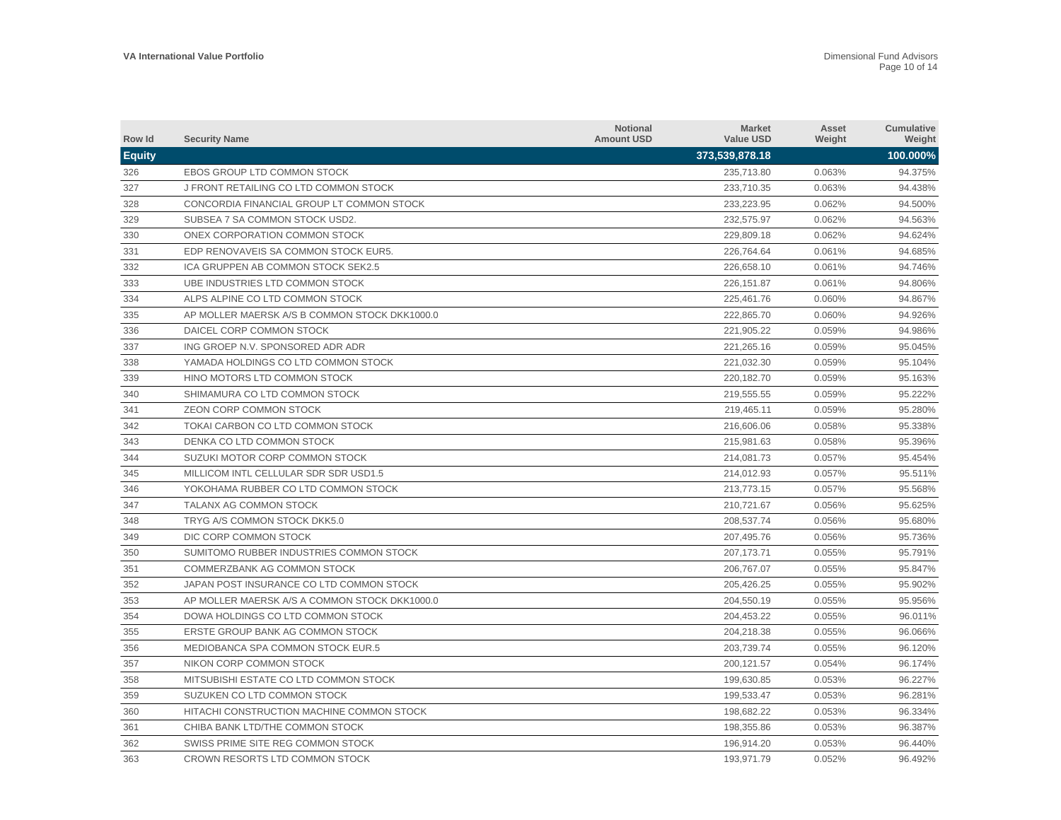| Row Id | Security Name | Notional Amount USD | Market Value USD | Asset Weight | Cumulative Weight |
|---|---|---|---|---|---|
| **Equity** | | | **373,539,878.18** | | **100.000%** |
| 326 | EBOS GROUP LTD COMMON STOCK | | 235,713.80 | 0.063% | 94.375% |
| 327 | J FRONT RETAILING CO LTD COMMON STOCK | | 233,710.35 | 0.063% | 94.438% |
| 328 | CONCORDIA FINANCIAL GROUP LT COMMON STOCK | | 233,223.95 | 0.062% | 94.500% |
| 329 | SUBSEA 7 SA COMMON STOCK USD2. | | 232,575.97 | 0.062% | 94.563% |
| 330 | ONEX CORPORATION COMMON STOCK | | 229,809.18 | 0.062% | 94.624% |
| 331 | EDP RENOVAVEIS SA COMMON STOCK EUR5. | | 226,764.64 | 0.061% | 94.685% |
| 332 | ICA GRUPPEN AB COMMON STOCK SEK2.5 | | 226,658.10 | 0.061% | 94.746% |
| 333 | UBE INDUSTRIES LTD COMMON STOCK | | 226,151.87 | 0.061% | 94.806% |
| 334 | ALPS ALPINE CO LTD COMMON STOCK | | 225,461.76 | 0.060% | 94.867% |
| 335 | AP MOLLER MAERSK A/S B COMMON STOCK DKK1000.0 | | 222,865.70 | 0.060% | 94.926% |
| 336 | DAICEL CORP COMMON STOCK | | 221,905.22 | 0.059% | 94.986% |
| 337 | ING GROEP N.V. SPONSORED ADR ADR | | 221,265.16 | 0.059% | 95.045% |
| 338 | YAMADA HOLDINGS CO LTD COMMON STOCK | | 221,032.30 | 0.059% | 95.104% |
| 339 | HINO MOTORS LTD COMMON STOCK | | 220,182.70 | 0.059% | 95.163% |
| 340 | SHIMAMURA CO LTD COMMON STOCK | | 219,555.55 | 0.059% | 95.222% |
| 341 | ZEON CORP COMMON STOCK | | 219,465.11 | 0.059% | 95.280% |
| 342 | TOKAI CARBON CO LTD COMMON STOCK | | 216,606.06 | 0.058% | 95.338% |
| 343 | DENKA CO LTD COMMON STOCK | | 215,981.63 | 0.058% | 95.396% |
| 344 | SUZUKI MOTOR CORP COMMON STOCK | | 214,081.73 | 0.057% | 95.454% |
| 345 | MILLICOM INTL CELLULAR SDR SDR USD1.5 | | 214,012.93 | 0.057% | 95.511% |
| 346 | YOKOHAMA RUBBER CO LTD COMMON STOCK | | 213,773.15 | 0.057% | 95.568% |
| 347 | TALANX AG COMMON STOCK | | 210,721.67 | 0.056% | 95.625% |
| 348 | TRYG A/S COMMON STOCK DKK5.0 | | 208,537.74 | 0.056% | 95.680% |
| 349 | DIC CORP COMMON STOCK | | 207,495.76 | 0.056% | 95.736% |
| 350 | SUMITOMO RUBBER INDUSTRIES COMMON STOCK | | 207,173.71 | 0.055% | 95.791% |
| 351 | COMMERZBANK AG COMMON STOCK | | 206,767.07 | 0.055% | 95.847% |
| 352 | JAPAN POST INSURANCE CO LTD COMMON STOCK | | 205,426.25 | 0.055% | 95.902% |
| 353 | AP MOLLER MAERSK A/S A COMMON STOCK DKK1000.0 | | 204,550.19 | 0.055% | 95.956% |
| 354 | DOWA HOLDINGS CO LTD COMMON STOCK | | 204,453.22 | 0.055% | 96.011% |
| 355 | ERSTE GROUP BANK AG COMMON STOCK | | 204,218.38 | 0.055% | 96.066% |
| 356 | MEDIOBANCA SPA COMMON STOCK EUR.5 | | 203,739.74 | 0.055% | 96.120% |
| 357 | NIKON CORP COMMON STOCK | | 200,121.57 | 0.054% | 96.174% |
| 358 | MITSUBISHI ESTATE CO LTD COMMON STOCK | | 199,630.85 | 0.053% | 96.227% |
| 359 | SUZUKEN CO LTD COMMON STOCK | | 199,533.47 | 0.053% | 96.281% |
| 360 | HITACHI CONSTRUCTION MACHINE COMMON STOCK | | 198,682.22 | 0.053% | 96.334% |
| 361 | CHIBA BANK LTD/THE COMMON STOCK | | 198,355.86 | 0.053% | 96.387% |
| 362 | SWISS PRIME SITE REG COMMON STOCK | | 196,914.20 | 0.053% | 96.440% |
| 363 | CROWN RESORTS LTD COMMON STOCK | | 193,971.79 | 0.052% | 96.492% |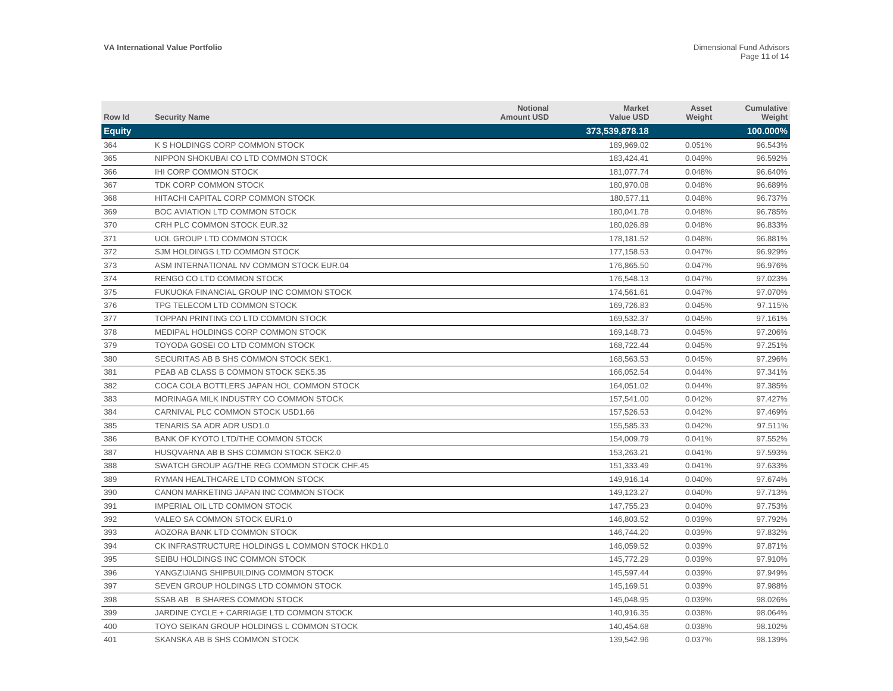| Row Id | Security Name | Notional Amount USD | Market Value USD | Asset Weight | Cumulative Weight |
|---|---|---|---|---|---|
| **Equity** | | | **373,539,878.18** | | **100.000%** |
| 364 | K S HOLDINGS CORP COMMON STOCK | | 189,969.02 | 0.051% | 96.543% |
| 365 | NIPPON SHOKUBAI CO LTD COMMON STOCK | | 183,424.41 | 0.049% | 96.592% |
| 366 | IHI CORP COMMON STOCK | | 181,077.74 | 0.048% | 96.640% |
| 367 | TDK CORP COMMON STOCK | | 180,970.08 | 0.048% | 96.689% |
| 368 | HITACHI CAPITAL CORP COMMON STOCK | | 180,577.11 | 0.048% | 96.737% |
| 369 | BOC AVIATION LTD COMMON STOCK | | 180,041.78 | 0.048% | 96.785% |
| 370 | CRH PLC COMMON STOCK EUR.32 | | 180,026.89 | 0.048% | 96.833% |
| 371 | UOL GROUP LTD COMMON STOCK | | 178,181.52 | 0.048% | 96.881% |
| 372 | SJM HOLDINGS LTD COMMON STOCK | | 177,158.53 | 0.047% | 96.929% |
| 373 | ASM INTERNATIONAL NV COMMON STOCK EUR.04 | | 176,865.50 | 0.047% | 96.976% |
| 374 | RENGO CO LTD COMMON STOCK | | 176,548.13 | 0.047% | 97.023% |
| 375 | FUKUOKA FINANCIAL GROUP INC COMMON STOCK | | 174,561.61 | 0.047% | 97.070% |
| 376 | TPG TELECOM LTD COMMON STOCK | | 169,726.83 | 0.045% | 97.115% |
| 377 | TOPPAN PRINTING CO LTD COMMON STOCK | | 169,532.37 | 0.045% | 97.161% |
| 378 | MEDIPAL HOLDINGS CORP COMMON STOCK | | 169,148.73 | 0.045% | 97.206% |
| 379 | TOYODA GOSEI CO LTD COMMON STOCK | | 168,722.44 | 0.045% | 97.251% |
| 380 | SECURITAS AB B SHS COMMON STOCK SEK1. | | 168,563.53 | 0.045% | 97.296% |
| 381 | PEAB AB CLASS B COMMON STOCK SEK5.35 | | 166,052.54 | 0.044% | 97.341% |
| 382 | COCA COLA BOTTLERS JAPAN HOL COMMON STOCK | | 164,051.02 | 0.044% | 97.385% |
| 383 | MORINAGA MILK INDUSTRY CO COMMON STOCK | | 157,541.00 | 0.042% | 97.427% |
| 384 | CARNIVAL PLC COMMON STOCK USD1.66 | | 157,526.53 | 0.042% | 97.469% |
| 385 | TENARIS SA ADR ADR USD1.0 | | 155,585.33 | 0.042% | 97.511% |
| 386 | BANK OF KYOTO LTD/THE COMMON STOCK | | 154,009.79 | 0.041% | 97.552% |
| 387 | HUSQVARNA AB B SHS COMMON STOCK SEK2.0 | | 153,263.21 | 0.041% | 97.593% |
| 388 | SWATCH GROUP AG/THE REG COMMON STOCK CHF.45 | | 151,333.49 | 0.041% | 97.633% |
| 389 | RYMAN HEALTHCARE LTD COMMON STOCK | | 149,916.14 | 0.040% | 97.674% |
| 390 | CANON MARKETING JAPAN INC COMMON STOCK | | 149,123.27 | 0.040% | 97.713% |
| 391 | IMPERIAL OIL LTD COMMON STOCK | | 147,755.23 | 0.040% | 97.753% |
| 392 | VALEO SA COMMON STOCK EUR1.0 | | 146,803.52 | 0.039% | 97.792% |
| 393 | AOZORA BANK LTD COMMON STOCK | | 146,744.20 | 0.039% | 97.832% |
| 394 | CK INFRASTRUCTURE HOLDINGS L COMMON STOCK HKD1.0 | | 146,059.52 | 0.039% | 97.871% |
| 395 | SEIBU HOLDINGS INC COMMON STOCK | | 145,772.29 | 0.039% | 97.910% |
| 396 | YANGZIJIANG SHIPBUILDING COMMON STOCK | | 145,597.44 | 0.039% | 97.949% |
| 397 | SEVEN GROUP HOLDINGS LTD COMMON STOCK | | 145,169.51 | 0.039% | 97.988% |
| 398 | SSAB AB B SHARES COMMON STOCK | | 145,048.95 | 0.039% | 98.026% |
| 399 | JARDINE CYCLE + CARRIAGE LTD COMMON STOCK | | 140,916.35 | 0.038% | 98.064% |
| 400 | TOYO SEIKAN GROUP HOLDINGS L COMMON STOCK | | 140,454.68 | 0.038% | 98.102% |
| 401 | SKANSKA AB B SHS COMMON STOCK | | 139,542.96 | 0.037% | 98.139% |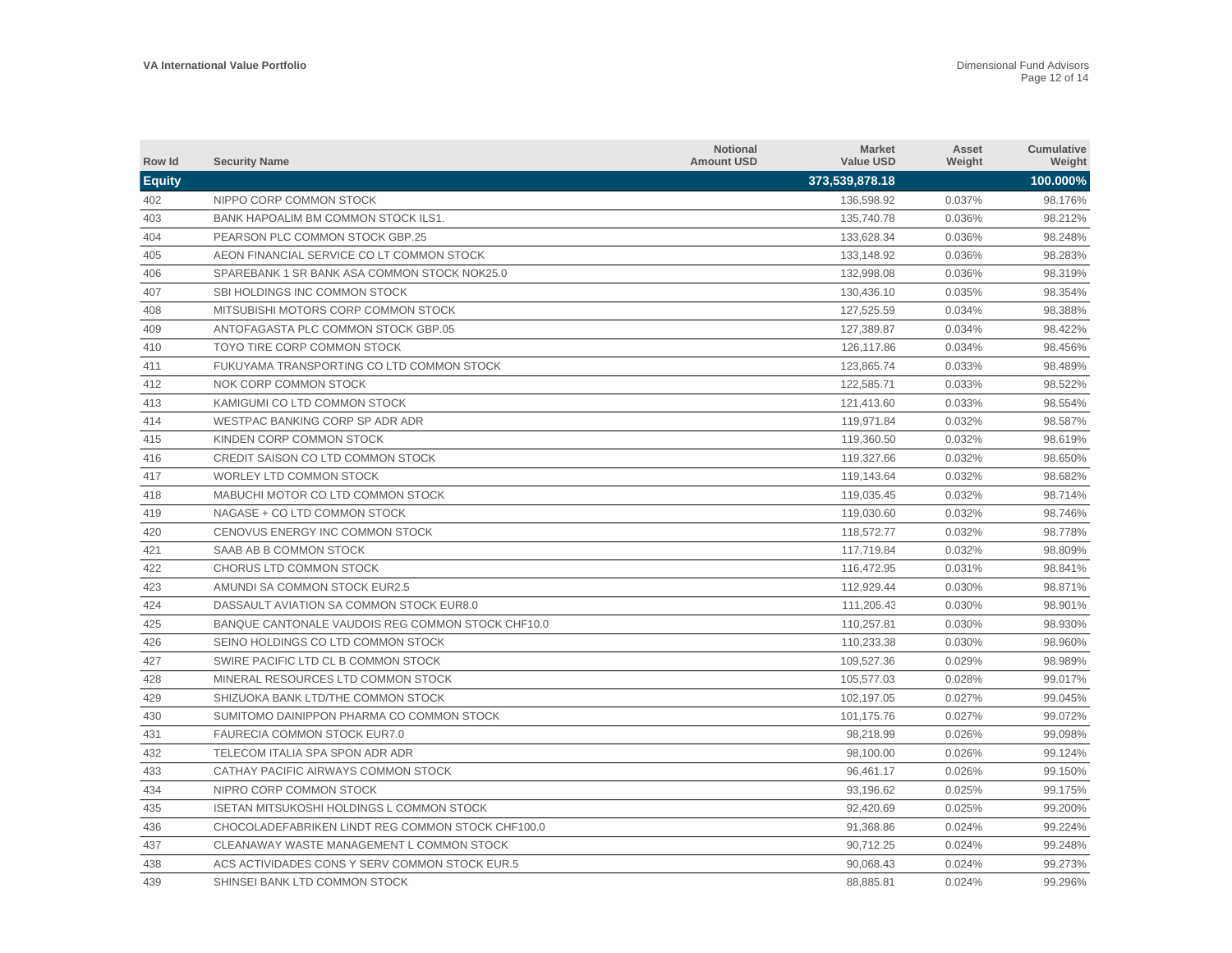| Row Id | Security Name | Notional Amount USD | Market Value USD | Asset Weight | Cumulative Weight |
|---|---|---|---|---|---|
| **Equity** | | | **373,539,878.18** | | **100.000%** |
| 402 | NIPPO CORP COMMON STOCK | | 136,598.92 | 0.037% | 98.176% |
| 403 | BANK HAPOALIM BM COMMON STOCK ILS1. | | 135,740.78 | 0.036% | 98.212% |
| 404 | PEARSON PLC COMMON STOCK GBP.25 | | 133,628.34 | 0.036% | 98.248% |
| 405 | AEON FINANCIAL SERVICE CO LT COMMON STOCK | | 133,148.92 | 0.036% | 98.283% |
| 406 | SPAREBANK 1 SR BANK ASA COMMON STOCK NOK25.0 | | 132,998.08 | 0.036% | 98.319% |
| 407 | SBI HOLDINGS INC COMMON STOCK | | 130,436.10 | 0.035% | 98.354% |
| 408 | MITSUBISHI MOTORS CORP COMMON STOCK | | 127,525.59 | 0.034% | 98.388% |
| 409 | ANTOFAGASTA PLC COMMON STOCK GBP.05 | | 127,389.87 | 0.034% | 98.422% |
| 410 | TOYO TIRE CORP COMMON STOCK | | 126,117.86 | 0.034% | 98.456% |
| 411 | FUKUYAMA TRANSPORTING CO LTD COMMON STOCK | | 123,865.74 | 0.033% | 98.489% |
| 412 | NOK CORP COMMON STOCK | | 122,585.71 | 0.033% | 98.522% |
| 413 | KAMIGUMI CO LTD COMMON STOCK | | 121,413.60 | 0.033% | 98.554% |
| 414 | WESTPAC BANKING CORP SP ADR ADR | | 119,971.84 | 0.032% | 98.587% |
| 415 | KINDEN CORP COMMON STOCK | | 119,360.50 | 0.032% | 98.619% |
| 416 | CREDIT SAISON CO LTD COMMON STOCK | | 119,327.66 | 0.032% | 98.650% |
| 417 | WORLEY LTD COMMON STOCK | | 119,143.64 | 0.032% | 98.682% |
| 418 | MABUCHI MOTOR CO LTD COMMON STOCK | | 119,035.45 | 0.032% | 98.714% |
| 419 | NAGASE + CO LTD COMMON STOCK | | 119,030.60 | 0.032% | 98.746% |
| 420 | CENOVUS ENERGY INC COMMON STOCK | | 118,572.77 | 0.032% | 98.778% |
| 421 | SAAB AB B COMMON STOCK | | 117,719.84 | 0.032% | 98.809% |
| 422 | CHORUS LTD COMMON STOCK | | 116,472.95 | 0.031% | 98.841% |
| 423 | AMUNDI SA COMMON STOCK EUR2.5 | | 112,929.44 | 0.030% | 98.871% |
| 424 | DASSAULT AVIATION SA COMMON STOCK EUR8.0 | | 111,205.43 | 0.030% | 98.901% |
| 425 | BANQUE CANTONALE VAUDOIS REG COMMON STOCK CHF10.0 | | 110,257.81 | 0.030% | 98.930% |
| 426 | SEINO HOLDINGS CO LTD COMMON STOCK | | 110,233.38 | 0.030% | 98.960% |
| 427 | SWIRE PACIFIC LTD CL B COMMON STOCK | | 109,527.36 | 0.029% | 98.989% |
| 428 | MINERAL RESOURCES LTD COMMON STOCK | | 105,577.03 | 0.028% | 99.017% |
| 429 | SHIZUOKA BANK LTD/THE COMMON STOCK | | 102,197.05 | 0.027% | 99.045% |
| 430 | SUMITOMO DAINIPPON PHARMA CO COMMON STOCK | | 101,175.76 | 0.027% | 99.072% |
| 431 | FAURECIA COMMON STOCK EUR7.0 | | 98,218.99 | 0.026% | 99.098% |
| 432 | TELECOM ITALIA SPA SPON ADR ADR | | 98,100.00 | 0.026% | 99.124% |
| 433 | CATHAY PACIFIC AIRWAYS COMMON STOCK | | 96,461.17 | 0.026% | 99.150% |
| 434 | NIPRO CORP COMMON STOCK | | 93,196.62 | 0.025% | 99.175% |
| 435 | ISETAN MITSUKOSHI HOLDINGS L COMMON STOCK | | 92,420.69 | 0.025% | 99.200% |
| 436 | CHOCOLADEFABRIKEN LINDT REG COMMON STOCK CHF100.0 | | 91,368.86 | 0.024% | 99.224% |
| 437 | CLEANAWAY WASTE MANAGEMENT L COMMON STOCK | | 90,712.25 | 0.024% | 99.248% |
| 438 | ACS ACTIVIDADES CONS Y SERV COMMON STOCK EUR.5 | | 90,068.43 | 0.024% | 99.273% |
| 439 | SHINSEI BANK LTD COMMON STOCK | | 88,885.81 | 0.024% | 99.296% |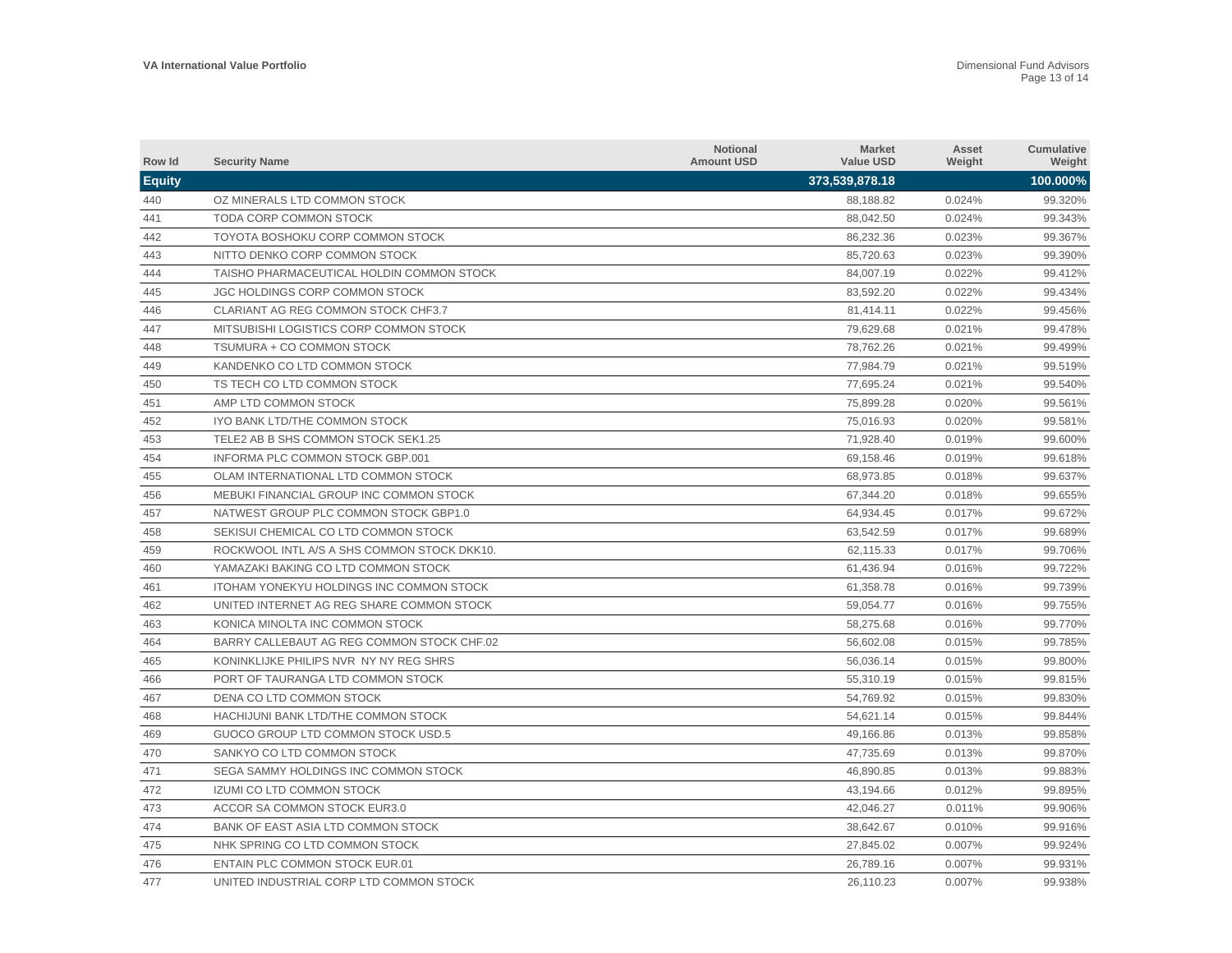| Row Id | Security Name | Notional Amount USD | Market Value USD | Asset Weight | Cumulative Weight |
|---|---|---|---|---|---|
| **Equity** | | | **373,539,878.18** | | **100.000%** |
| 440 | OZ MINERALS LTD COMMON STOCK | | 88,188.82 | 0.024% | 99.320% |
| 441 | TODA CORP COMMON STOCK | | 88,042.50 | 0.024% | 99.343% |
| 442 | TOYOTA BOSHOKU CORP COMMON STOCK | | 86,232.36 | 0.023% | 99.367% |
| 443 | NITTO DENKO CORP COMMON STOCK | | 85,720.63 | 0.023% | 99.390% |
| 444 | TAISHO PHARMACEUTICAL HOLDIN COMMON STOCK | | 84,007.19 | 0.022% | 99.412% |
| 445 | JGC HOLDINGS CORP COMMON STOCK | | 83,592.20 | 0.022% | 99.434% |
| 446 | CLARIANT AG REG COMMON STOCK CHF3.7 | | 81,414.11 | 0.022% | 99.456% |
| 447 | MITSUBISHI LOGISTICS CORP COMMON STOCK | | 79,629.68 | 0.021% | 99.478% |
| 448 | TSUMURA + CO COMMON STOCK | | 78,762.26 | 0.021% | 99.499% |
| 449 | KANDENKO CO LTD COMMON STOCK | | 77,984.79 | 0.021% | 99.519% |
| 450 | TS TECH CO LTD COMMON STOCK | | 77,695.24 | 0.021% | 99.540% |
| 451 | AMP LTD COMMON STOCK | | 75,899.28 | 0.020% | 99.561% |
| 452 | IYO BANK LTD/THE COMMON STOCK | | 75,016.93 | 0.020% | 99.581% |
| 453 | TELE2 AB B SHS COMMON STOCK SEK1.25 | | 71,928.40 | 0.019% | 99.600% |
| 454 | INFORMA PLC COMMON STOCK GBP.001 | | 69,158.46 | 0.019% | 99.618% |
| 455 | OLAM INTERNATIONAL LTD COMMON STOCK | | 68,973.85 | 0.018% | 99.637% |
| 456 | MEBUKI FINANCIAL GROUP INC COMMON STOCK | | 67,344.20 | 0.018% | 99.655% |
| 457 | NATWEST GROUP PLC COMMON STOCK GBP1.0 | | 64,934.45 | 0.017% | 99.672% |
| 458 | SEKISUI CHEMICAL CO LTD COMMON STOCK | | 63,542.59 | 0.017% | 99.689% |
| 459 | ROCKWOOL INTL A/S A SHS COMMON STOCK DKK10. | | 62,115.33 | 0.017% | 99.706% |
| 460 | YAMAZAKI BAKING CO LTD COMMON STOCK | | 61,436.94 | 0.016% | 99.722% |
| 461 | ITOHAM YONEKYU HOLDINGS INC COMMON STOCK | | 61,358.78 | 0.016% | 99.739% |
| 462 | UNITED INTERNET AG REG SHARE COMMON STOCK | | 59,054.77 | 0.016% | 99.755% |
| 463 | KONICA MINOLTA INC COMMON STOCK | | 58,275.68 | 0.016% | 99.770% |
| 464 | BARRY CALLEBAUT AG REG COMMON STOCK CHF.02 | | 56,602.08 | 0.015% | 99.785% |
| 465 | KONINKLIJKE PHILIPS NVR NY NY REG SHRS | | 56,036.14 | 0.015% | 99.800% |
| 466 | PORT OF TAURANGA LTD COMMON STOCK | | 55,310.19 | 0.015% | 99.815% |
| 467 | DENA CO LTD COMMON STOCK | | 54,769.92 | 0.015% | 99.830% |
| 468 | HACHIJUNI BANK LTD/THE COMMON STOCK | | 54,621.14 | 0.015% | 99.844% |
| 469 | GUOCO GROUP LTD COMMON STOCK USD.5 | | 49,166.86 | 0.013% | 99.858% |
| 470 | SANKYO CO LTD COMMON STOCK | | 47,735.69 | 0.013% | 99.870% |
| 471 | SEGA SAMMY HOLDINGS INC COMMON STOCK | | 46,890.85 | 0.013% | 99.883% |
| 472 | IZUMI CO LTD COMMON STOCK | | 43,194.66 | 0.012% | 99.895% |
| 473 | ACCOR SA COMMON STOCK EUR3.0 | | 42,046.27 | 0.011% | 99.906% |
| 474 | BANK OF EAST ASIA LTD COMMON STOCK | | 38,642.67 | 0.010% | 99.916% |
| 475 | NHK SPRING CO LTD COMMON STOCK | | 27,845.02 | 0.007% | 99.924% |
| 476 | ENTAIN PLC COMMON STOCK EUR.01 | | 26,789.16 | 0.007% | 99.931% |
| 477 | UNITED INDUSTRIAL CORP LTD COMMON STOCK | | 26,110.23 | 0.007% | 99.938% |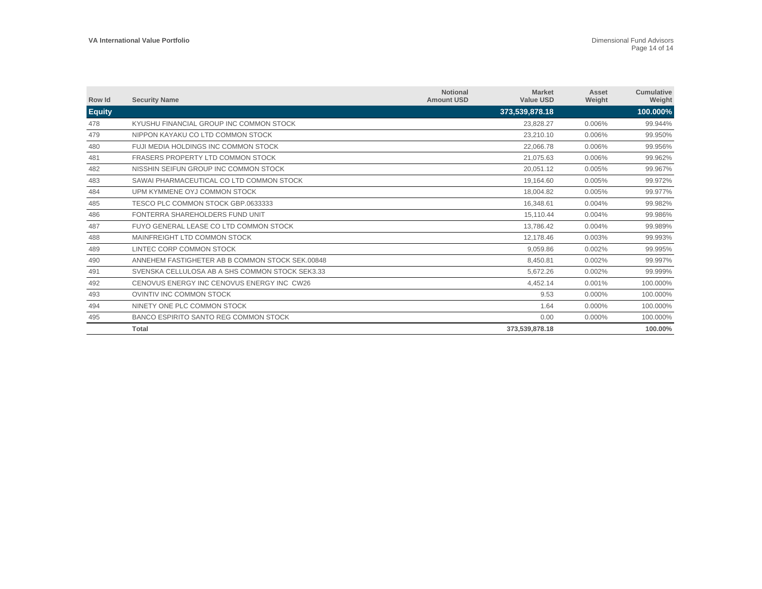| Row Id | Security Name | Notional Amount USD | Market Value USD | Asset Weight | Cumulative Weight |
|---|---|---|---|---|---|
| **Equity** | | | **373,539,878.18** | | **100.000%** |
| 478 | KYUSHU FINANCIAL GROUP INC COMMON STOCK | | 23,828.27 | 0.006% | 99.944% |
| 479 | NIPPON KAYAKU CO LTD COMMON STOCK | | 23,210.10 | 0.006% | 99.950% |
| 480 | FUJI MEDIA HOLDINGS INC COMMON STOCK | | 22,066.78 | 0.006% | 99.956% |
| 481 | FRASERS PROPERTY LTD COMMON STOCK | | 21,075.63 | 0.006% | 99.962% |
| 482 | NISSHIN SEIFUN GROUP INC COMMON STOCK | | 20,051.12 | 0.005% | 99.967% |
| 483 | SAWAI PHARMACEUTICAL CO LTD COMMON STOCK | | 19,164.60 | 0.005% | 99.972% |
| 484 | UPM KYMMENE OYJ COMMON STOCK | | 18,004.82 | 0.005% | 99.977% |
| 485 | TESCO PLC COMMON STOCK GBP.0633333 | | 16,348.61 | 0.004% | 99.982% |
| 486 | FONTERRA SHAREHOLDERS FUND UNIT | | 15,110.44 | 0.004% | 99.986% |
| 487 | FUYO GENERAL LEASE CO LTD COMMON STOCK | | 13,786.42 | 0.004% | 99.989% |
| 488 | MAINFREIGHT LTD COMMON STOCK | | 12,178.46 | 0.003% | 99.993% |
| 489 | LINTEC CORP COMMON STOCK | | 9,059.86 | 0.002% | 99.995% |
| 490 | ANNEHEM FASTIGHETER AB B COMMON STOCK SEK.00848 | | 8,450.81 | 0.002% | 99.997% |
| 491 | SVENSKA CELLULOSA AB A SHS COMMON STOCK SEK3.33 | | 5,672.26 | 0.002% | 99.999% |
| 492 | CENOVUS ENERGY INC CENOVUS ENERGY INC CW26 | | 4,452.14 | 0.001% | 100.000% |
| 493 | OVINTIV INC COMMON STOCK | | 9.53 | 0.000% | 100.000% |
| 494 | NINETY ONE PLC COMMON STOCK | | 1.64 | 0.000% | 100.000% |
| 495 | BANCO ESPIRITO SANTO REG COMMON STOCK | | 0.00 | 0.000% | 100.000% |
| | **Total** | | **373,539,878.18** | | **100.00%** |